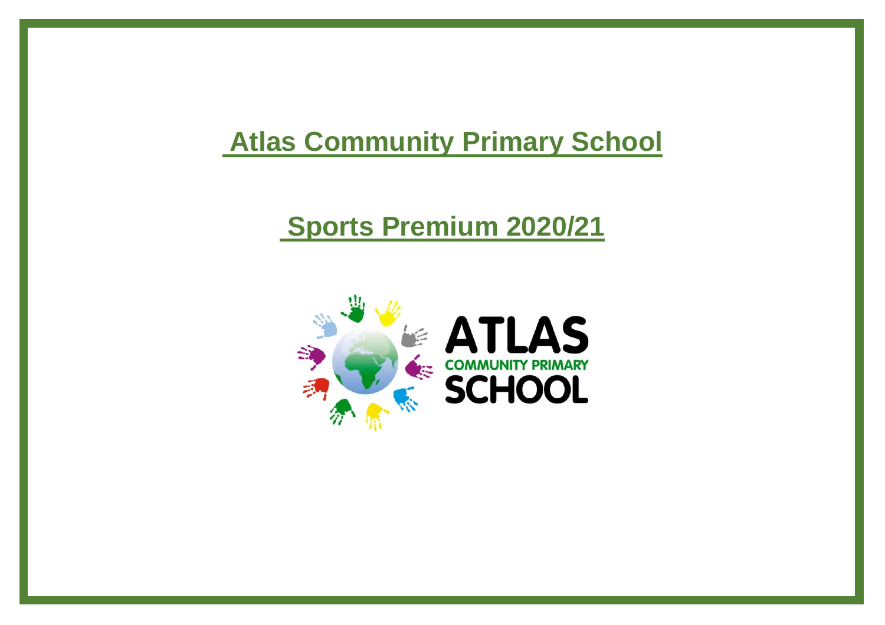# Atlas Community Primary School

## Sports Premium 2020/21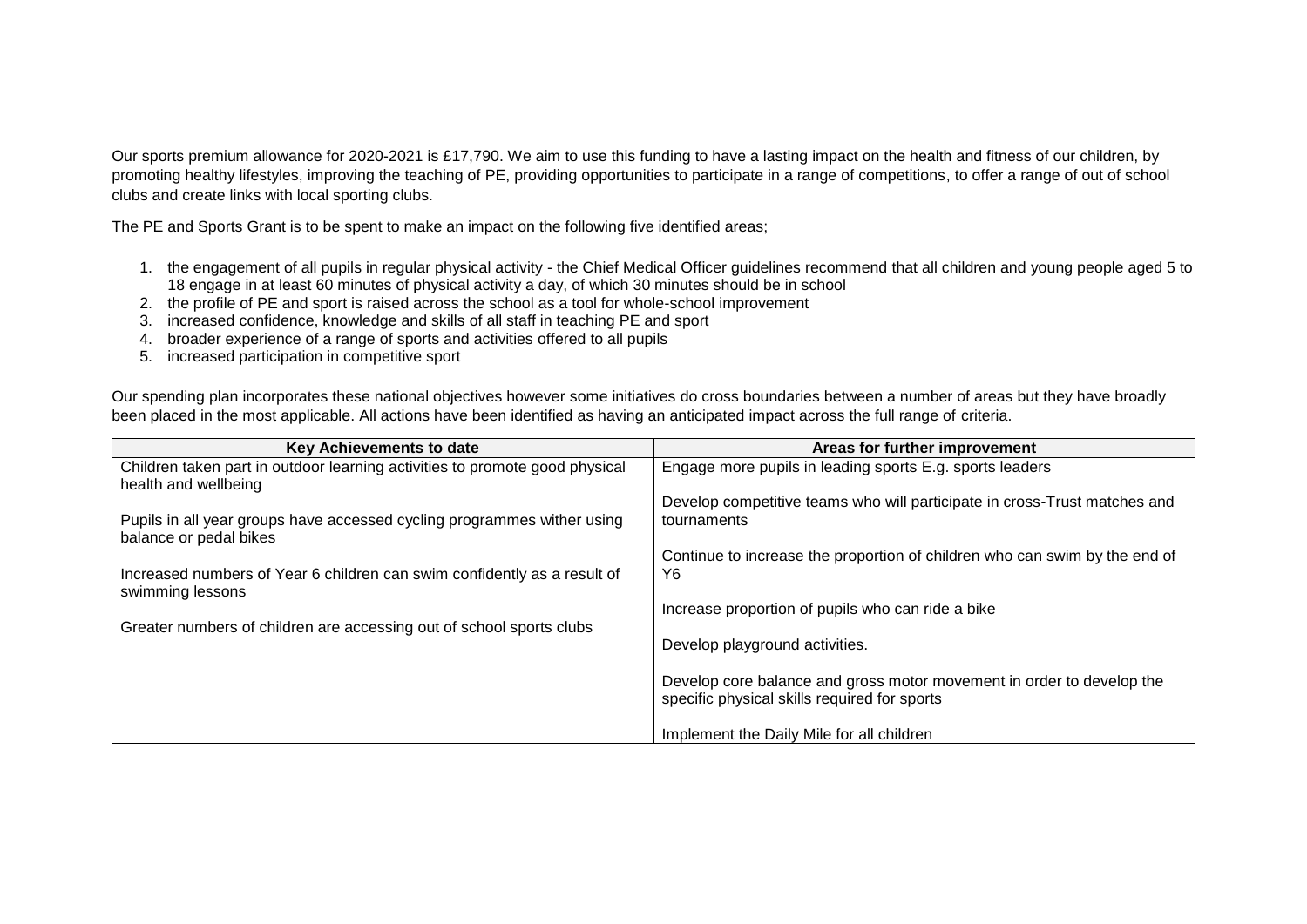Our sports premium allowance for 2020-2021 is £17,790. We aim to use this funding to have a lasting impact on the health and fitness of our children, by promoting healthy lifestyles, improving the teaching of PE, providing opportunities to participate in a range of competitions, to offer a range of out of school clubs and create links with local sporting clubs.

The PE and Sports Grant is to be spent to make an impact on the following five identified areas;

1. the engagement of all pupils in regular physical activity - the Chief Medical Officer guidelines recommend that all children and young people aged 5 to 18 engage in at least 60 minutes of physical activity a day, of which 30 minutes should be in school
2. the profile of PE and sport is raised across the school as a tool for whole-school improvement
3. increased confidence, knowledge and skills of all staff in teaching PE and sport
4. broader experience of a range of sports and activities offered to all pupils
5. increased participation in competitive sport

Our spending plan incorporates these national objectives however some initiatives do cross boundaries between a number of areas but they have broadly been placed in the most applicable. All actions have been identified as having an anticipated impact across the full range of criteria.

| Key Achievements to date | Areas for further improvement |
|---|---|
| Children taken part in outdoor learning activities to promote good physical health and wellbeing<br><br>Pupils in all year groups have accessed cycling programmes wither using balance or pedal bikes<br><br>Increased numbers of Year 6 children can swim confidently as a result of swimming lessons<br><br>Greater numbers of children are accessing out of school sports clubs | Engage more pupils in leading sports E.g. sports leaders<br><br>Develop competitive teams who will participate in cross-Trust matches and tournaments<br><br>Continue to increase the proportion of children who can swim by the end of Y6<br><br>Increase proportion of pupils who can ride a bike<br><br>Develop playground activities.<br><br>Develop core balance and gross motor movement in order to develop the specific physical skills required for sports<br><br>Implement the Daily Mile for all children |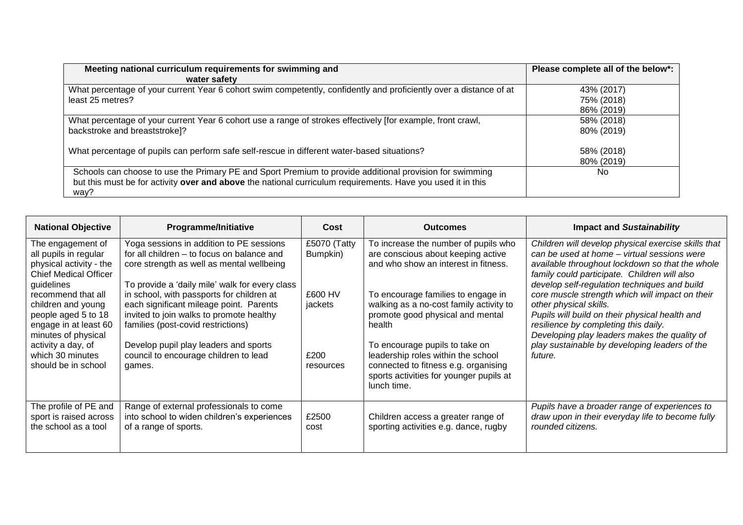| Meeting national curriculum requirements for swimming and water safety | Please complete all of the below*: |
|---|---|
| What percentage of your current Year 6 cohort swim competently, confidently and proficiently over a distance of at least 25 metres? | 43% (2017)<br>75% (2018)<br>86% (2019) |
| What percentage of your current Year 6 cohort use a range of strokes effectively [for example, front crawl, backstroke and breaststroke]?<br><br>What percentage of pupils can perform safe self-rescue in different water-based situations? | 58% (2018)<br>80% (2019)<br><br>58% (2018)<br>80% (2019) |
| Schools can choose to use the Primary PE and Sport Premium to provide additional provision for swimming but this must be for activity **over and above** the national curriculum requirements. Have you used it in this way? | No |

| National Objective | Programme/Initiative | Cost | Outcomes | Impact and *Sustainability* |
|---|---|---|---|---|
| The engagement of all pupils in regular physical activity - the Chief Medical Officer guidelines recommend that all children and young people aged 5 to 18 engage in at least 60 minutes of physical activity a day, of which 30 minutes should be in school | Yoga sessions in addition to PE sessions for all children – to focus on balance and core strength as well as mental wellbeing<br><br>To provide a 'daily mile' walk for every class in school, with passports for children at each significant mileage point. Parents invited to join walks to promote healthy families (post-covid restrictions)<br><br>Develop pupil play leaders and sports council to encourage children to lead games. | £5070 (Tatty Bumpkin)<br><br>£600 HV jackets<br><br>£200 resources | To increase the number of pupils who are conscious about keeping active and who show an interest in fitness.<br><br>To encourage families to engage in walking as a no-cost family activity to promote good physical and mental health<br><br>To encourage pupils to take on leadership roles within the school connected to fitness e.g. organising sports activities for younger pupils at lunch time. | *Children will develop physical exercise skills that can be used at home – virtual sessions were available throughout lockdown so that the whole family could participate. Children will also develop self-regulation techniques and build core muscle strength which will impact on their other physical skills.*<br>*Pupils will build on their physical health and resilience by completing this daily.*<br>*Developing play leaders makes the quality of play sustainable by developing leaders of the future.* |
| The profile of PE and sport is raised across the school as a tool | Range of external professionals to come into school to widen children's experiences of a range of sports. | £2500 cost | Children access a greater range of sporting activities e.g. dance, rugby | *Pupils have a broader range of experiences to draw upon in their everyday life to become fully rounded citizens.* |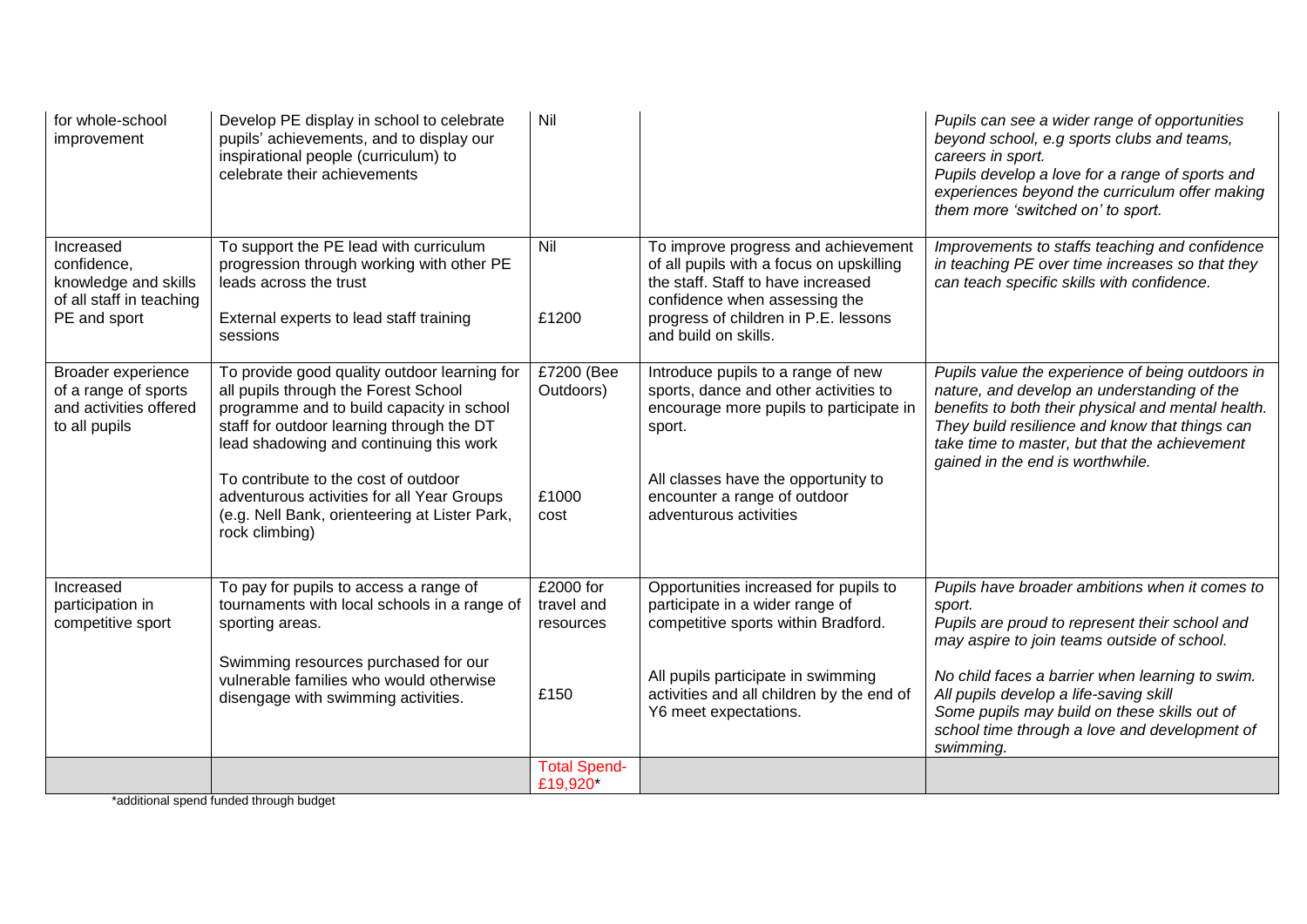| | | | | |
|---|---|---|---|---|
| for whole-school improvement | Develop PE display in school to celebrate pupils' achievements, and to display our inspirational people (curriculum) to celebrate their achievements | Nil | | *Pupils can see a wider range of opportunities beyond school, e.g sports clubs and teams, careers in sport.* *Pupils develop a love for a range of sports and experiences beyond the curriculum offer making them more 'switched on' to sport.* |
| Increased confidence, knowledge and skills of all staff in teaching PE and sport | To support the PE lead with curriculum progression through working with other PE leads across the trust<br><br>External experts to lead staff training sessions | Nil<br><br>£1200 | To improve progress and achievement of all pupils with a focus on upskilling the staff. Staff to have increased confidence when assessing the progress of children in P.E. lessons and build on skills. | *Improvements to staffs teaching and confidence in teaching PE over time increases so that they can teach specific skills with confidence.* |
| Broader experience of a range of sports and activities offered to all pupils | To provide good quality outdoor learning for all pupils through the Forest School programme and to build capacity in school staff for outdoor learning through the DT lead shadowing and continuing this work<br><br>To contribute to the cost of outdoor adventurous activities for all Year Groups (e.g. Nell Bank, orienteering at Lister Park, rock climbing) | £7200 (Bee Outdoors)<br><br>£1000 cost | Introduce pupils to a range of new sports, dance and other activities to encourage more pupils to participate in sport.<br><br>All classes have the opportunity to encounter a range of outdoor adventurous activities | *Pupils value the experience of being outdoors in nature, and develop an understanding of the benefits to both their physical and mental health. They build resilience and know that things can take time to master, but that the achievement gained in the end is worthwhile.* |
| Increased participation in competitive sport | To pay for pupils to access a range of tournaments with local schools in a range of sporting areas.<br><br>Swimming resources purchased for our vulnerable families who would otherwise disengage with swimming activities. | £2000 for travel and resources<br><br>£150 | Opportunities increased for pupils to participate in a wider range of competitive sports within Bradford.<br><br>All pupils participate in swimming activities and all children by the end of Y6 meet expectations. | *Pupils have broader ambitions when it comes to sport.* *Pupils are proud to represent their school and may aspire to join teams outside of school.*<br><br>*No child faces a barrier when learning to swim.* *All pupils develop a life-saving skill* *Some pupils may build on these skills out of school time through a love and development of swimming.* |
| | | Total Spend- £19,920* | | |

*additional spend funded through budget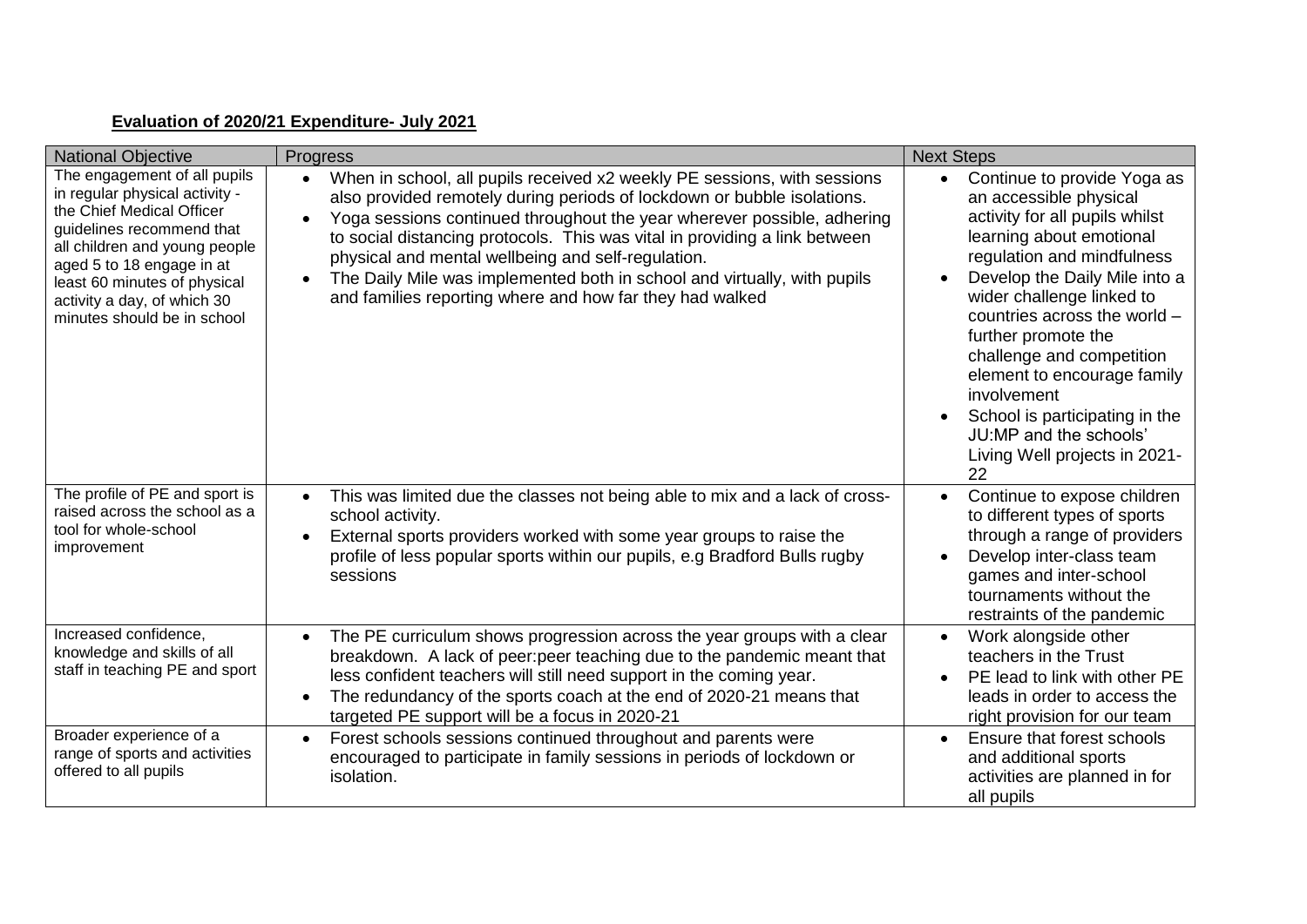**Evaluation of 2020/21 Expenditure- July 2021**

| National Objective | Progress | Next Steps |
|---|---|---|
| The engagement of all pupils in regular physical activity - the Chief Medical Officer guidelines recommend that all children and young people aged 5 to 18 engage in at least 60 minutes of physical activity a day, of which 30 minutes should be in school | • When in school, all pupils received x2 weekly PE sessions, with sessions also provided remotely during periods of lockdown or bubble isolations.<br>• Yoga sessions continued throughout the year wherever possible, adhering to social distancing protocols. This was vital in providing a link between physical and mental wellbeing and self-regulation.<br>• The Daily Mile was implemented both in school and virtually, with pupils and families reporting where and how far they had walked | • Continue to provide Yoga as an accessible physical activity for all pupils whilst learning about emotional regulation and mindfulness<br>• Develop the Daily Mile into a wider challenge linked to countries across the world – further promote the challenge and competition element to encourage family involvement<br>• School is participating in the JU:MP and the schools' Living Well projects in 2021-22 |
| The profile of PE and sport is raised across the school as a tool for whole-school improvement | • This was limited due the classes not being able to mix and a lack of cross-school activity.<br>• External sports providers worked with some year groups to raise the profile of less popular sports within our pupils, e.g Bradford Bulls rugby sessions | • Continue to expose children to different types of sports through a range of providers<br>• Develop inter-class team games and inter-school tournaments without the restraints of the pandemic |
| Increased confidence, knowledge and skills of all staff in teaching PE and sport | • The PE curriculum shows progression across the year groups with a clear breakdown. A lack of peer:peer teaching due to the pandemic meant that less confident teachers will still need support in the coming year.<br>• The redundancy of the sports coach at the end of 2020-21 means that targeted PE support will be a focus in 2020-21 | • Work alongside other teachers in the Trust<br>• PE lead to link with other PE leads in order to access the right provision for our team |
| Broader experience of a range of sports and activities offered to all pupils | • Forest schools sessions continued throughout and parents were encouraged to participate in family sessions in periods of lockdown or isolation. | • Ensure that forest schools and additional sports activities are planned in for all pupils |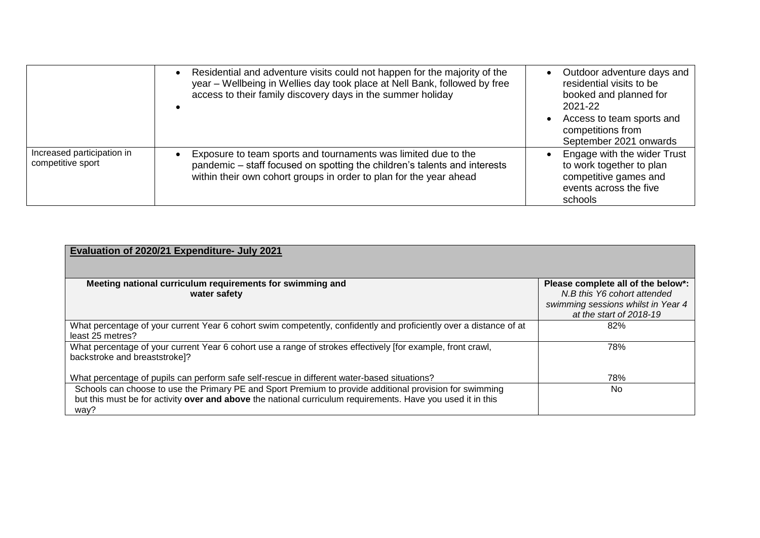| | | |
|---|---|---|
| | • Residential and adventure visits could not happen for the majority of the year – Wellbeing in Wellies day took place at Nell Bank, followed by free access to their family discovery days in the summer holiday<br>• | • Outdoor adventure days and residential visits to be booked and planned for 2021-22<br>• Access to team sports and competitions from September 2021 onwards |
| Increased participation in competitive sport | • Exposure to team sports and tournaments was limited due to the pandemic – staff focused on spotting the children's talents and interests within their own cohort groups in order to plan for the year ahead | • Engage with the wider Trust to work together to plan competitive games and events across the five schools |

| **Evaluation of 2020/21 Expenditure- July 2021** | |
|---|---|
| **Meeting national curriculum requirements for swimming and water safety** | **Please complete all of the below*:** *N.B this Y6 cohort attended swimming sessions whilst in Year 4 at the start of 2018-19* |
| What percentage of your current Year 6 cohort swim competently, confidently and proficiently over a distance of at least 25 metres? | 82% |
| What percentage of your current Year 6 cohort use a range of strokes effectively [for example, front crawl, backstroke and breaststroke]? | 78% |
| What percentage of pupils can perform safe self-rescue in different water-based situations? | 78% |
| Schools can choose to use the Primary PE and Sport Premium to provide additional provision for swimming but this must be for activity **over and above** the national curriculum requirements. Have you used it in this way? | No |